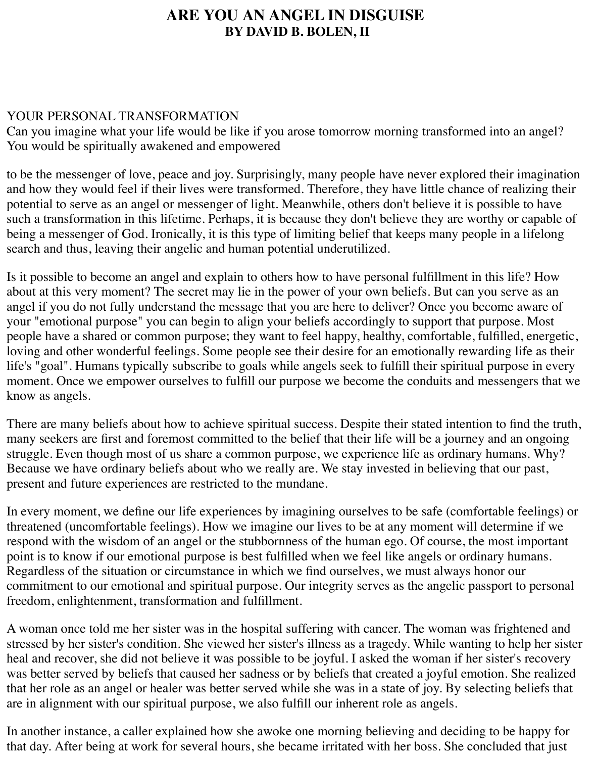# ARE YOU AN ANGEL IN DISGUISE
## BY DAVID B. BOLEN, II

### YOUR PERSONAL TRANSFORMATION

Can you imagine what your life would be like if you arose tomorrow morning transformed into an angel? You would be spiritually awakened and empowered to be the messenger of love, peace and joy. Surprisingly, many people have never explored their imagination and how they would feel if their lives were transformed. Therefore, they have little chance of realizing their potential to serve as an angel or messenger of light. Meanwhile, others don't believe it is possible to have such a transformation in this lifetime. Perhaps, it is because they don't believe they are worthy or capable of being a messenger of God. Ironically, it is this type of limiting belief that keeps many people in a lifelong search and thus, leaving their angelic and human potential underutilized.

Is it possible to become an angel and explain to others how to have personal fulfillment in this life? How about at this very moment? The secret may lie in the power of your own beliefs. But can you serve as an angel if you do not fully understand the message that you are here to deliver? Once you become aware of your "emotional purpose" you can begin to align your beliefs accordingly to support that purpose. Most people have a shared or common purpose; they want to feel happy, healthy, comfortable, fulfilled, energetic, loving and other wonderful feelings. Some people see their desire for an emotionally rewarding life as their life's "goal". Humans typically subscribe to goals while angels seek to fulfill their spiritual purpose in every moment. Once we empower ourselves to fulfill our purpose we become the conduits and messengers that we know as angels.

There are many beliefs about how to achieve spiritual success. Despite their stated intention to find the truth, many seekers are first and foremost committed to the belief that their life will be a journey and an ongoing struggle. Even though most of us share a common purpose, we experience life as ordinary humans. Why? Because we have ordinary beliefs about who we really are. We stay invested in believing that our past, present and future experiences are restricted to the mundane.

In every moment, we define our life experiences by imagining ourselves to be safe (comfortable feelings) or threatened (uncomfortable feelings). How we imagine our lives to be at any moment will determine if we respond with the wisdom of an angel or the stubbornness of the human ego. Of course, the most important point is to know if our emotional purpose is best fulfilled when we feel like angels or ordinary humans. Regardless of the situation or circumstance in which we find ourselves, we must always honor our commitment to our emotional and spiritual purpose. Our integrity serves as the angelic passport to personal freedom, enlightenment, transformation and fulfillment.

A woman once told me her sister was in the hospital suffering with cancer. The woman was frightened and stressed by her sister's condition. She viewed her sister's illness as a tragedy. While wanting to help her sister heal and recover, she did not believe it was possible to be joyful. I asked the woman if her sister's recovery was better served by beliefs that caused her sadness or by beliefs that created a joyful emotion. She realized that her role as an angel or healer was better served while she was in a state of joy. By selecting beliefs that are in alignment with our spiritual purpose, we also fulfill our inherent role as angels.

In another instance, a caller explained how she awoke one morning believing and deciding to be happy for that day. After being at work for several hours, she became irritated with her boss. She concluded that just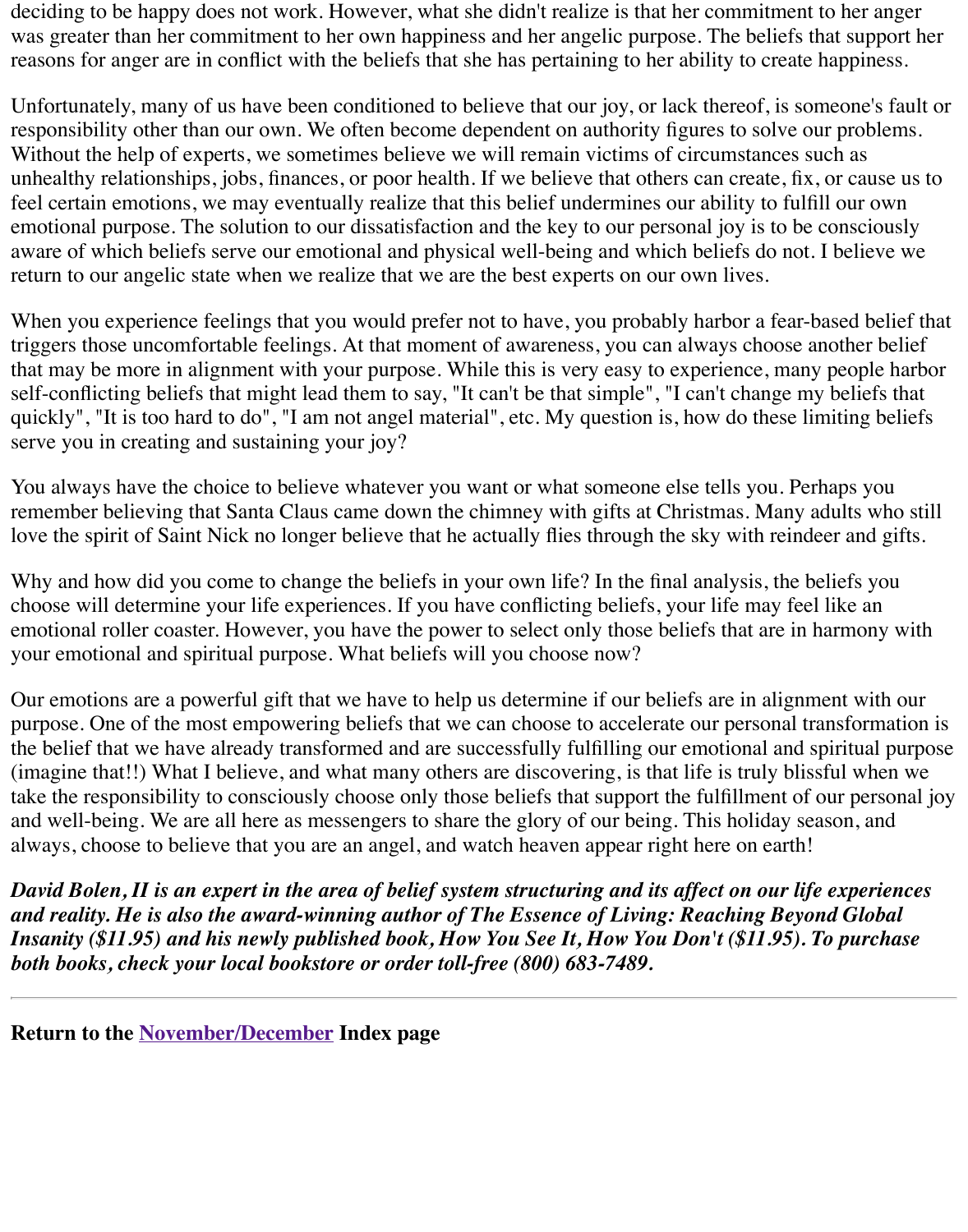deciding to be happy does not work. However, what she didn't realize is that her commitment to her anger was greater than her commitment to her own happiness and her angelic purpose. The beliefs that support her reasons for anger are in conflict with the beliefs that she has pertaining to her ability to create happiness.

Unfortunately, many of us have been conditioned to believe that our joy, or lack thereof, is someone's fault or responsibility other than our own. We often become dependent on authority figures to solve our problems. Without the help of experts, we sometimes believe we will remain victims of circumstances such as unhealthy relationships, jobs, finances, or poor health. If we believe that others can create, fix, or cause us to feel certain emotions, we may eventually realize that this belief undermines our ability to fulfill our own emotional purpose. The solution to our dissatisfaction and the key to our personal joy is to be consciously aware of which beliefs serve our emotional and physical well-being and which beliefs do not. I believe we return to our angelic state when we realize that we are the best experts on our own lives.

When you experience feelings that you would prefer not to have, you probably harbor a fear-based belief that triggers those uncomfortable feelings. At that moment of awareness, you can always choose another belief that may be more in alignment with your purpose. While this is very easy to experience, many people harbor self-conflicting beliefs that might lead them to say, "It can't be that simple", "I can't change my beliefs that quickly", "It is too hard to do", "I am not angel material", etc. My question is, how do these limiting beliefs serve you in creating and sustaining your joy?

You always have the choice to believe whatever you want or what someone else tells you. Perhaps you remember believing that Santa Claus came down the chimney with gifts at Christmas. Many adults who still love the spirit of Saint Nick no longer believe that he actually flies through the sky with reindeer and gifts.

Why and how did you come to change the beliefs in your own life? In the final analysis, the beliefs you choose will determine your life experiences. If you have conflicting beliefs, your life may feel like an emotional roller coaster. However, you have the power to select only those beliefs that are in harmony with your emotional and spiritual purpose. What beliefs will you choose now?

Our emotions are a powerful gift that we have to help us determine if our beliefs are in alignment with our purpose. One of the most empowering beliefs that we can choose to accelerate our personal transformation is the belief that we have already transformed and are successfully fulfilling our emotional and spiritual purpose (imagine that!!) What I believe, and what many others are discovering, is that life is truly blissful when we take the responsibility to consciously choose only those beliefs that support the fulfillment of our personal joy and well-being. We are all here as messengers to share the glory of our being. This holiday season, and always, choose to believe that you are an angel, and watch heaven appear right here on earth!

***David Bolen, II is an expert in the area of belief system structuring and its affect on our life experiences and reality. He is also the award-winning author of The Essence of Living: Reaching Beyond Global Insanity ($11.95) and his newly published book, How You See It, How You Don't ($11.95). To purchase both books, check your local bookstore or order toll-free (800) 683-7489.***

---

**Return to the November/December Index page**